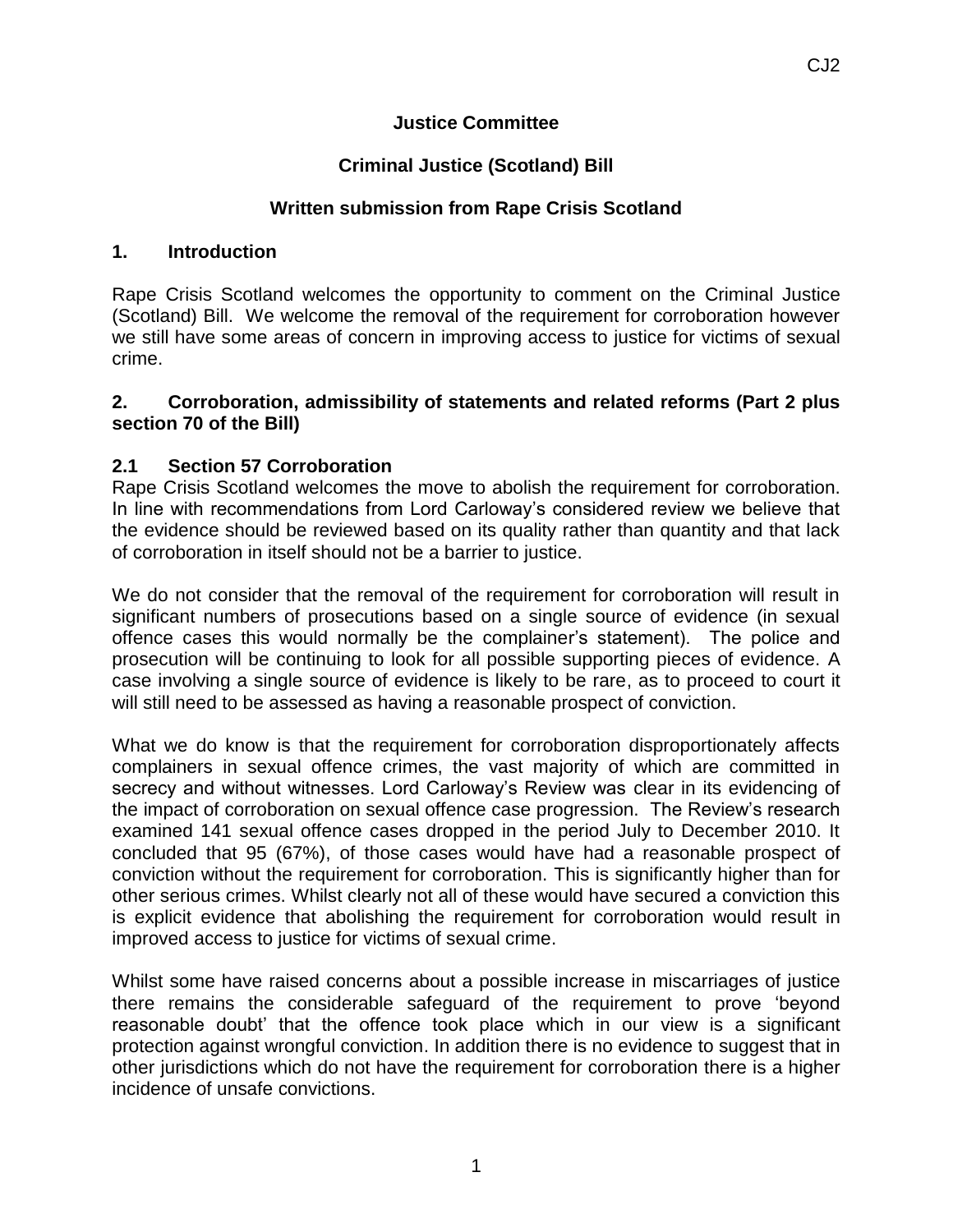**Justice Committee**

**Criminal Justice (Scotland) Bill**

**Written submission from Rape Crisis Scotland**

## 1. Introduction

Rape Crisis Scotland welcomes the opportunity to comment on the Criminal Justice (Scotland) Bill. We welcome the removal of the requirement for corroboration however we still have some areas of concern in improving access to justice for victims of sexual crime.

## 2. Corroboration, admissibility of statements and related reforms (Part 2 plus section 70 of the Bill)

### 2.1 Section 57 Corroboration

Rape Crisis Scotland welcomes the move to abolish the requirement for corroboration. In line with recommendations from Lord Carloway's considered review we believe that the evidence should be reviewed based on its quality rather than quantity and that lack of corroboration in itself should not be a barrier to justice.

We do not consider that the removal of the requirement for corroboration will result in significant numbers of prosecutions based on a single source of evidence (in sexual offence cases this would normally be the complainer's statement). The police and prosecution will be continuing to look for all possible supporting pieces of evidence. A case involving a single source of evidence is likely to be rare, as to proceed to court it will still need to be assessed as having a reasonable prospect of conviction.

What we do know is that the requirement for corroboration disproportionately affects complainers in sexual offence crimes, the vast majority of which are committed in secrecy and without witnesses. Lord Carloway's Review was clear in its evidencing of the impact of corroboration on sexual offence case progression. The Review's research examined 141 sexual offence cases dropped in the period July to December 2010. It concluded that 95 (67%), of those cases would have had a reasonable prospect of conviction without the requirement for corroboration. This is significantly higher than for other serious crimes. Whilst clearly not all of these would have secured a conviction this is explicit evidence that abolishing the requirement for corroboration would result in improved access to justice for victims of sexual crime.

Whilst some have raised concerns about a possible increase in miscarriages of justice there remains the considerable safeguard of the requirement to prove 'beyond reasonable doubt' that the offence took place which in our view is a significant protection against wrongful conviction. In addition there is no evidence to suggest that in other jurisdictions which do not have the requirement for corroboration there is a higher incidence of unsafe convictions.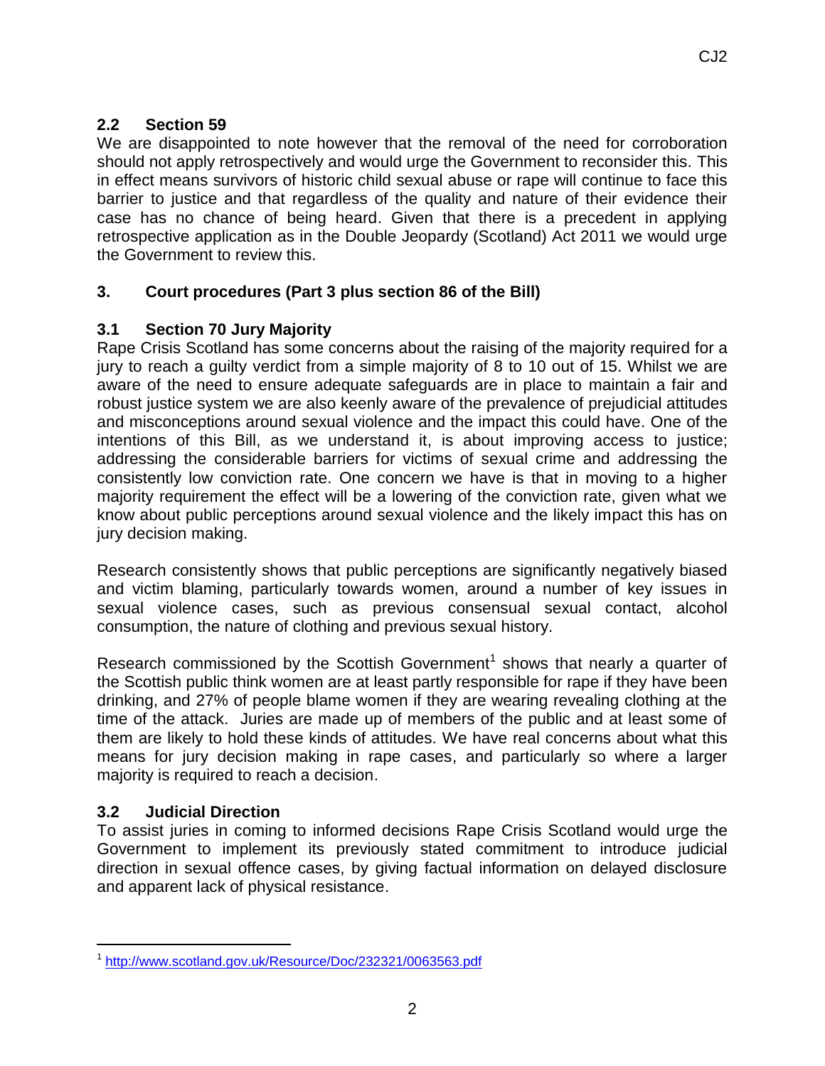## 2.2 Section 59

We are disappointed to note however that the removal of the need for corroboration should not apply retrospectively and would urge the Government to reconsider this. This in effect means survivors of historic child sexual abuse or rape will continue to face this barrier to justice and that regardless of the quality and nature of their evidence their case has no chance of being heard. Given that there is a precedent in applying retrospective application as in the Double Jeopardy (Scotland) Act 2011 we would urge the Government to review this.

## 3. Court procedures (Part 3 plus section 86 of the Bill)

## 3.1 Section 70 Jury Majority

Rape Crisis Scotland has some concerns about the raising of the majority required for a jury to reach a guilty verdict from a simple majority of 8 to 10 out of 15. Whilst we are aware of the need to ensure adequate safeguards are in place to maintain a fair and robust justice system we are also keenly aware of the prevalence of prejudicial attitudes and misconceptions around sexual violence and the impact this could have. One of the intentions of this Bill, as we understand it, is about improving access to justice; addressing the considerable barriers for victims of sexual crime and addressing the consistently low conviction rate. One concern we have is that in moving to a higher majority requirement the effect will be a lowering of the conviction rate, given what we know about public perceptions around sexual violence and the likely impact this has on jury decision making.

Research consistently shows that public perceptions are significantly negatively biased and victim blaming, particularly towards women, around a number of key issues in sexual violence cases, such as previous consensual sexual contact, alcohol consumption, the nature of clothing and previous sexual history.

Research commissioned by the Scottish Government[1] shows that nearly a quarter of the Scottish public think women are at least partly responsible for rape if they have been drinking, and 27% of people blame women if they are wearing revealing clothing at the time of the attack. Juries are made up of members of the public and at least some of them are likely to hold these kinds of attitudes. We have real concerns about what this means for jury decision making in rape cases, and particularly so where a larger majority is required to reach a decision.

## 3.2 Judicial Direction

To assist juries in coming to informed decisions Rape Crisis Scotland would urge the Government to implement its previously stated commitment to introduce judicial direction in sexual offence cases, by giving factual information on delayed disclosure and apparent lack of physical resistance.

---

[1] http://www.scotland.gov.uk/Resource/Doc/232321/0063563.pdf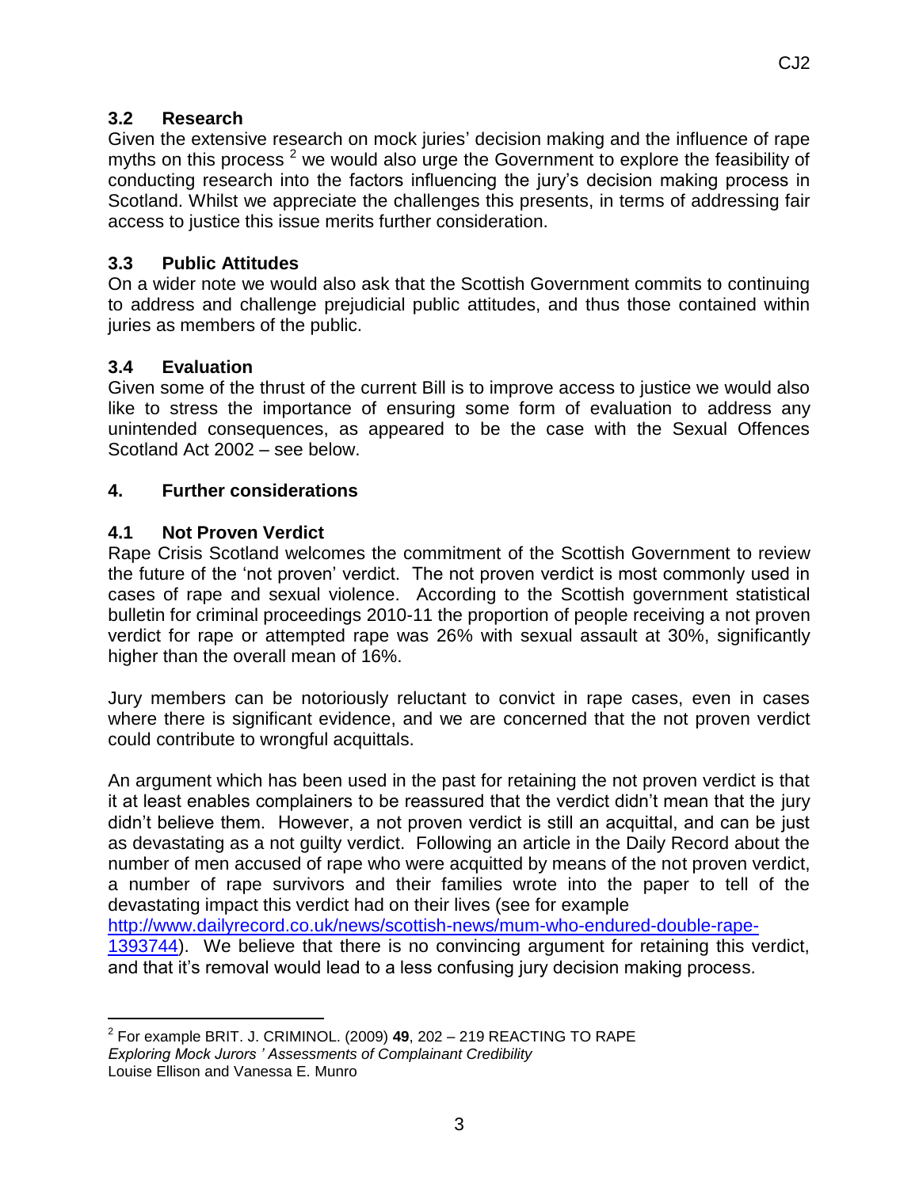### 3.2 Research

Given the extensive research on mock juries' decision making and the influence of rape myths on this process [2] we would also urge the Government to explore the feasibility of conducting research into the factors influencing the jury's decision making process in Scotland. Whilst we appreciate the challenges this presents, in terms of addressing fair access to justice this issue merits further consideration.

### 3.3 Public Attitudes

On a wider note we would also ask that the Scottish Government commits to continuing to address and challenge prejudicial public attitudes, and thus those contained within juries as members of the public.

### 3.4 Evaluation

Given some of the thrust of the current Bill is to improve access to justice we would also like to stress the importance of ensuring some form of evaluation to address any unintended consequences, as appeared to be the case with the Sexual Offences Scotland Act 2002 – see below.

## 4. Further considerations

### 4.1 Not Proven Verdict

Rape Crisis Scotland welcomes the commitment of the Scottish Government to review the future of the 'not proven' verdict. The not proven verdict is most commonly used in cases of rape and sexual violence. According to the Scottish government statistical bulletin for criminal proceedings 2010-11 the proportion of people receiving a not proven verdict for rape or attempted rape was 26% with sexual assault at 30%, significantly higher than the overall mean of 16%.

Jury members can be notoriously reluctant to convict in rape cases, even in cases where there is significant evidence, and we are concerned that the not proven verdict could contribute to wrongful acquittals.

An argument which has been used in the past for retaining the not proven verdict is that it at least enables complainers to be reassured that the verdict didn't mean that the jury didn't believe them. However, a not proven verdict is still an acquittal, and can be just as devastating as a not guilty verdict. Following an article in the Daily Record about the number of men accused of rape who were acquitted by means of the not proven verdict, a number of rape survivors and their families wrote into the paper to tell of the devastating impact this verdict had on their lives (see for example [http://www.dailyrecord.co.uk/news/scottish-news/mum-who-endured-double-rape-1393744](http://www.dailyrecord.co.uk/news/scottish-news/mum-who-endured-double-rape-1393744)). We believe that there is no convincing argument for retaining this verdict, and that it's removal would lead to a less confusing jury decision making process.

---

[2] For example BRIT. J. CRIMINOL. (2009) **49**, 202 – 219 REACTING TO RAPE *Exploring Mock Jurors ' Assessments of Complainant Credibility* Louise Ellison and Vanessa E. Munro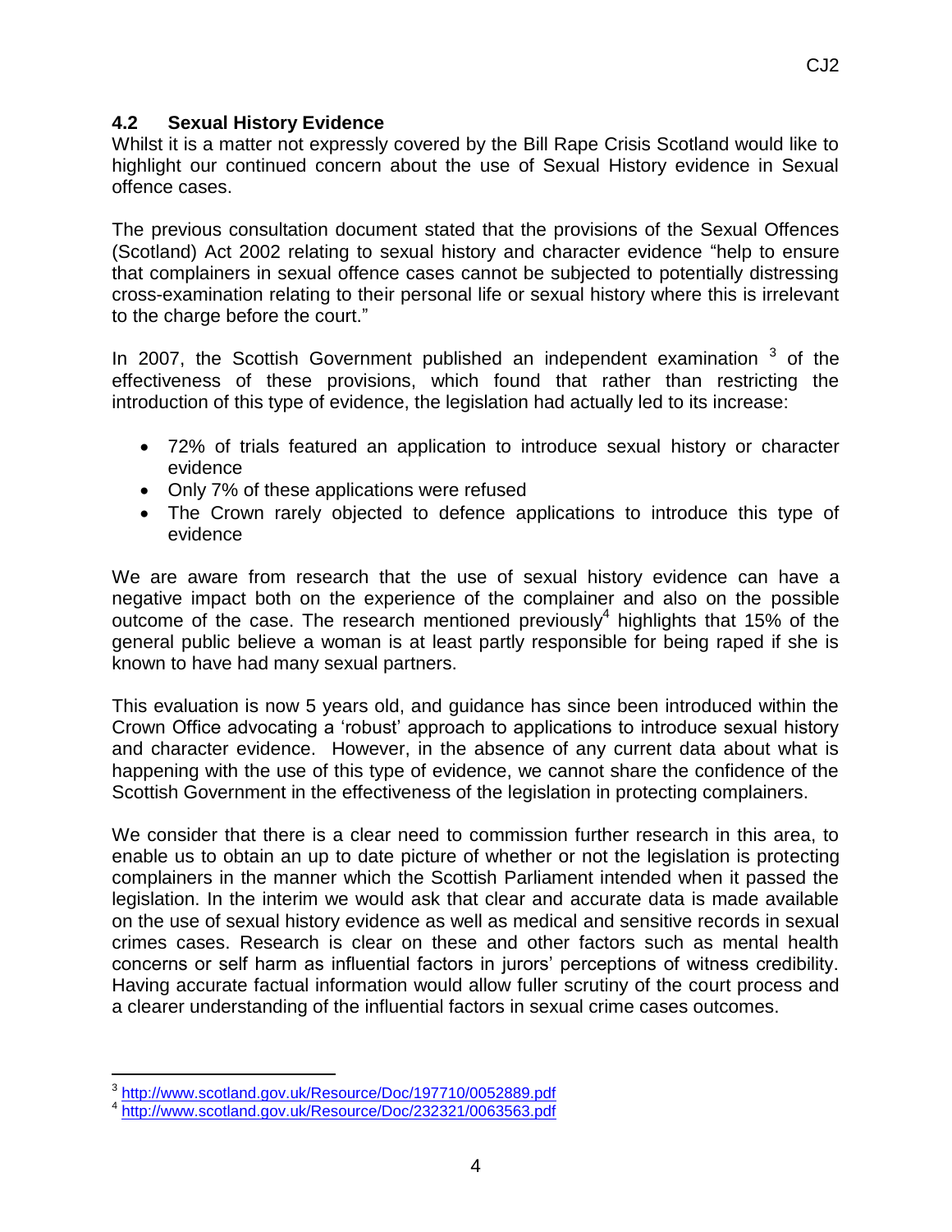## 4.2 Sexual History Evidence

Whilst it is a matter not expressly covered by the Bill Rape Crisis Scotland would like to highlight our continued concern about the use of Sexual History evidence in Sexual offence cases.

The previous consultation document stated that the provisions of the Sexual Offences (Scotland) Act 2002 relating to sexual history and character evidence "help to ensure that complainers in sexual offence cases cannot be subjected to potentially distressing cross-examination relating to their personal life or sexual history where this is irrelevant to the charge before the court."

In 2007, the Scottish Government published an independent examination [3] of the effectiveness of these provisions, which found that rather than restricting the introduction of this type of evidence, the legislation had actually led to its increase:

- 72% of trials featured an application to introduce sexual history or character evidence
- Only 7% of these applications were refused
- The Crown rarely objected to defence applications to introduce this type of evidence

We are aware from research that the use of sexual history evidence can have a negative impact both on the experience of the complainer and also on the possible outcome of the case. The research mentioned previously[4] highlights that 15% of the general public believe a woman is at least partly responsible for being raped if she is known to have had many sexual partners.

This evaluation is now 5 years old, and guidance has since been introduced within the Crown Office advocating a 'robust' approach to applications to introduce sexual history and character evidence. However, in the absence of any current data about what is happening with the use of this type of evidence, we cannot share the confidence of the Scottish Government in the effectiveness of the legislation in protecting complainers.

We consider that there is a clear need to commission further research in this area, to enable us to obtain an up to date picture of whether or not the legislation is protecting complainers in the manner which the Scottish Parliament intended when it passed the legislation. In the interim we would ask that clear and accurate data is made available on the use of sexual history evidence as well as medical and sensitive records in sexual crimes cases. Research is clear on these and other factors such as mental health concerns or self harm as influential factors in jurors' perceptions of witness credibility. Having accurate factual information would allow fuller scrutiny of the court process and a clearer understanding of the influential factors in sexual crime cases outcomes.

---

[3] http://www.scotland.gov.uk/Resource/Doc/197710/0052889.pdf

[4] http://www.scotland.gov.uk/Resource/Doc/232321/0063563.pdf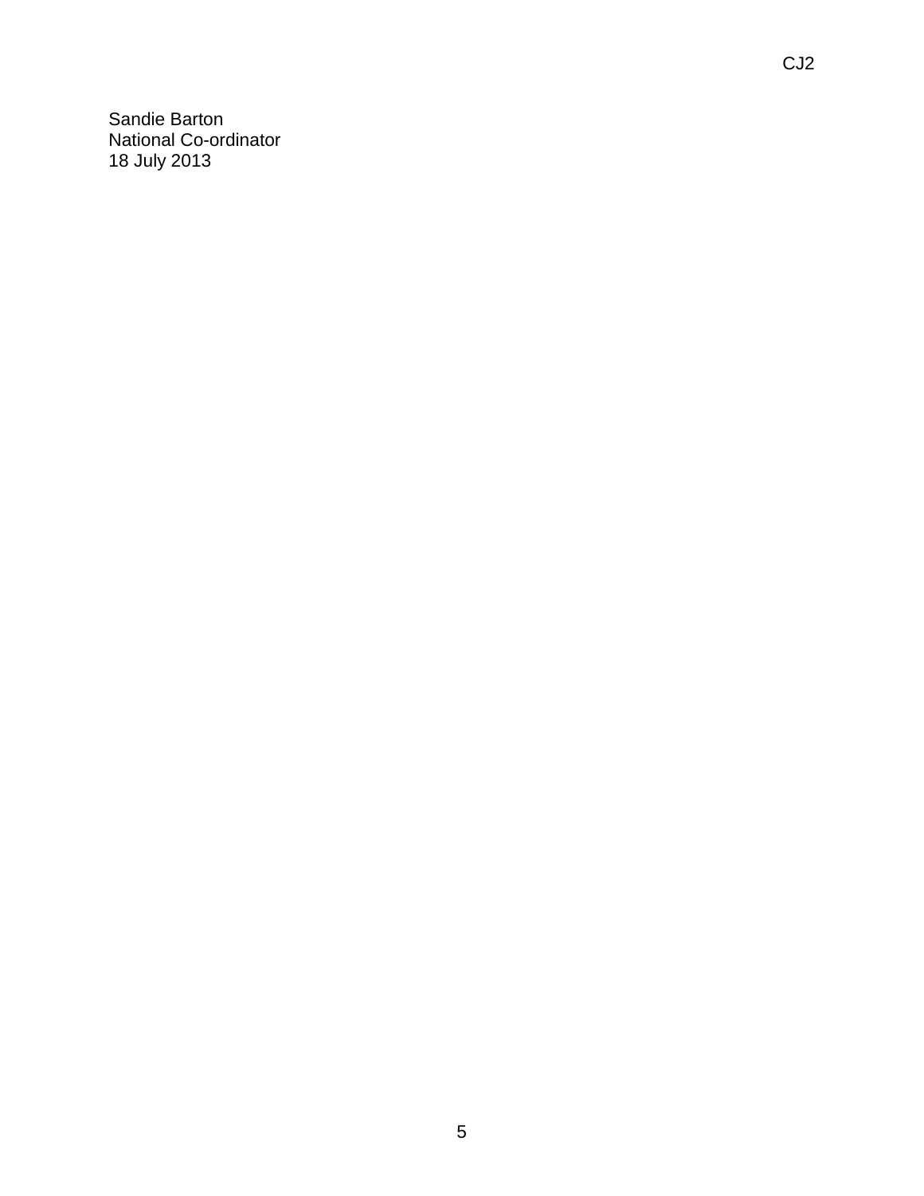CJ2

Sandie Barton
National Co-ordinator
18 July 2013